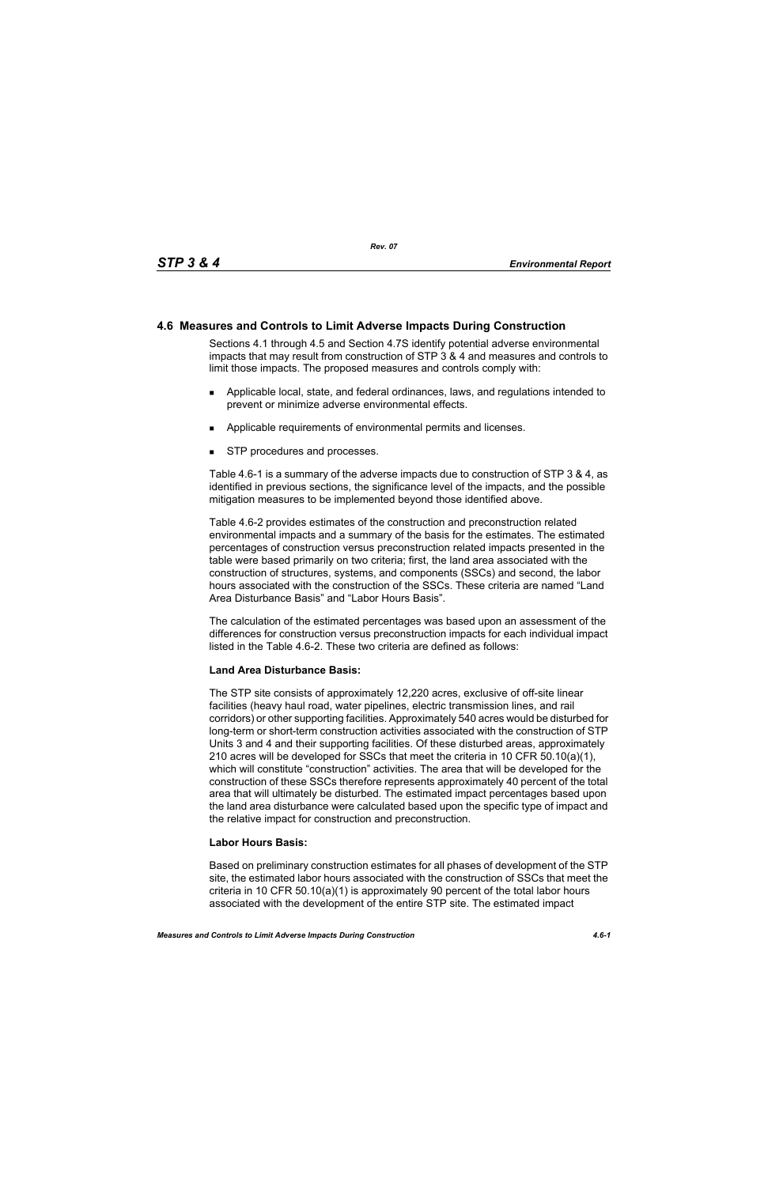## 4.6 Measures and Controls to Limit Adverse Impacts During Construction

Sections 4.1 through 4.5 and Section 4.7S identify potential adverse environmental impacts that may result from construction of STP 3 & 4 and measures and controls to limit those impacts. The proposed measures and controls comply with:

- Applicable local, state, and federal ordinances, laws, and regulations intended to prevent or minimize adverse environmental effects.
- Applicable requirements of environmental permits and licenses.
- STP procedures and processes.

Table 4.6-1 is a summary of the adverse impacts due to construction of STP 3 & 4, as identified in previous sections, the significance level of the impacts, and the possible mitigation measures to be implemented beyond those identified above.

Table 4.6-2 provides estimates of the construction and preconstruction related environmental impacts and a summary of the basis for the estimates. The estimated percentages of construction versus preconstruction related impacts presented in the table were based primarily on two criteria; first, the land area associated with the construction of structures, systems, and components (SSCs) and second, the labor hours associated with the construction of the SSCs. These criteria are named "Land Area Disturbance Basis" and "Labor Hours Basis".

The calculation of the estimated percentages was based upon an assessment of the differences for construction versus preconstruction impacts for each individual impact listed in the Table 4.6-2. These two criteria are defined as follows:

**Land Area Disturbance Basis:**

The STP site consists of approximately 12,220 acres, exclusive of off-site linear facilities (heavy haul road, water pipelines, electric transmission lines, and rail corridors) or other supporting facilities. Approximately 540 acres would be disturbed for long-term or short-term construction activities associated with the construction of STP Units 3 and 4 and their supporting facilities. Of these disturbed areas, approximately 210 acres will be developed for SSCs that meet the criteria in 10 CFR 50.10(a)(1), which will constitute "construction" activities. The area that will be developed for the construction of these SSCs therefore represents approximately 40 percent of the total area that will ultimately be disturbed. The estimated impact percentages based upon the land area disturbance were calculated based upon the specific type of impact and the relative impact for construction and preconstruction.

**Labor Hours Basis:**

Based on preliminary construction estimates for all phases of development of the STP site, the estimated labor hours associated with the construction of SSCs that meet the criteria in 10 CFR 50.10(a)(1) is approximately 90 percent of the total labor hours associated with the development of the entire STP site. The estimated impact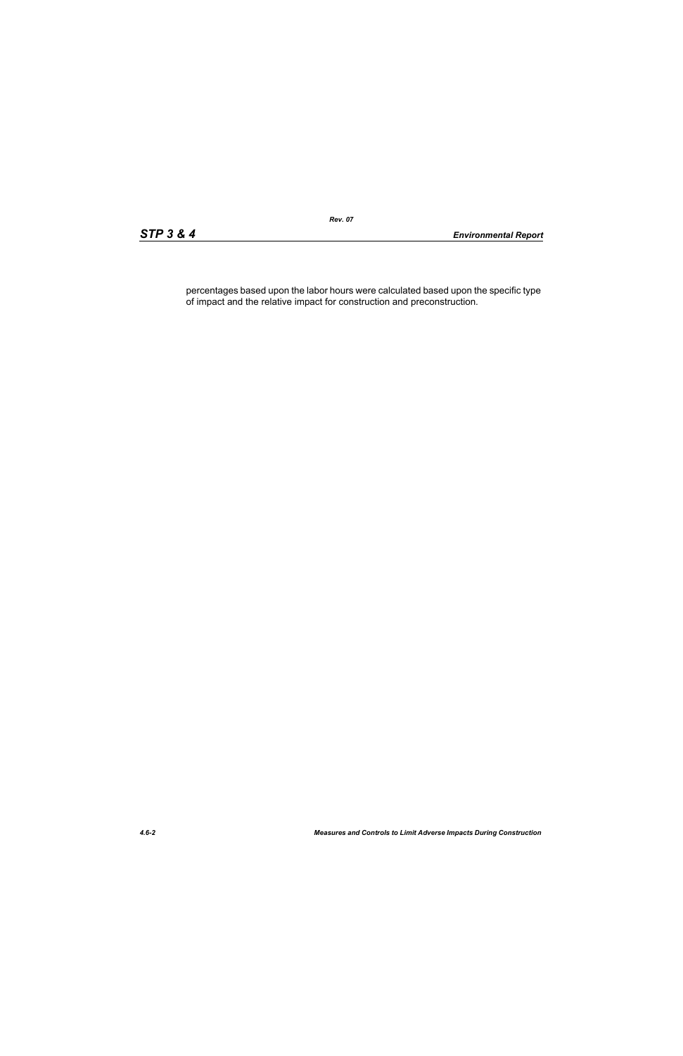percentages based upon the labor hours were calculated based upon the specific type of impact and the relative impact for construction and preconstruction.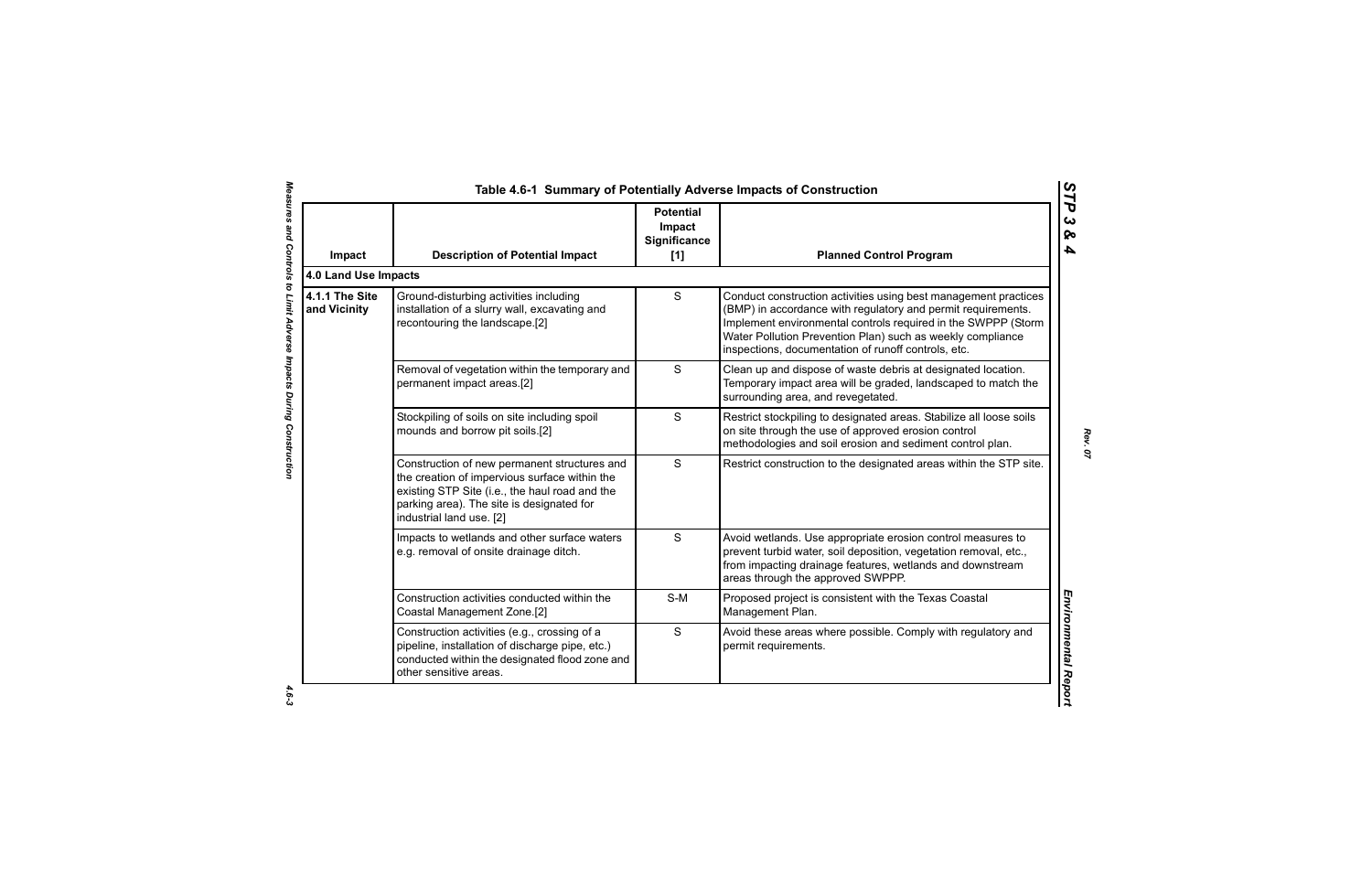Table 4.6-1 Summary of Potentially Adverse Impacts of Construction

| Impact | Description of Potential Impact | Potential Impact Significance [1] | Planned Control Program |
|---|---|---|---|
| **4.0 Land Use Impacts** | | | |
| **4.1.1 The Site and Vicinity** | Ground-disturbing activities including installation of a slurry wall, excavating and recontouring the landscape.[2] | S | Conduct construction activities using best management practices (BMP) in accordance with regulatory and permit requirements. Implement environmental controls required in the SWPPP (Storm Water Pollution Prevention Plan) such as weekly compliance inspections, documentation of runoff controls, etc. |
| | Removal of vegetation within the temporary and permanent impact areas.[2] | S | Clean up and dispose of waste debris at designated location. Temporary impact area will be graded, landscaped to match the surrounding area, and revegetated. |
| | Stockpiling of soils on site including spoil mounds and borrow pit soils.[2] | S | Restrict stockpiling to designated areas. Stabilize all loose soils on site through the use of approved erosion control methodologies and soil erosion and sediment control plan. |
| | Construction of new permanent structures and the creation of impervious surface within the existing STP Site (i.e., the haul road and the parking area). The site is designated for industrial land use. [2] | S | Restrict construction to the designated areas within the STP site. |
| | Impacts to wetlands and other surface waters e.g. removal of onsite drainage ditch. | S | Avoid wetlands. Use appropriate erosion control measures to prevent turbid water, soil deposition, vegetation removal, etc., from impacting drainage features, wetlands and downstream areas through the approved SWPPP. |
| | Construction activities conducted within the Coastal Management Zone.[2] | S-M | Proposed project is consistent with the Texas Coastal Management Plan. |
| | Construction activities (e.g., crossing of a pipeline, installation of discharge pipe, etc.) conducted within the designated flood zone and other sensitive areas. | S | Avoid these areas where possible. Comply with regulatory and permit requirements. |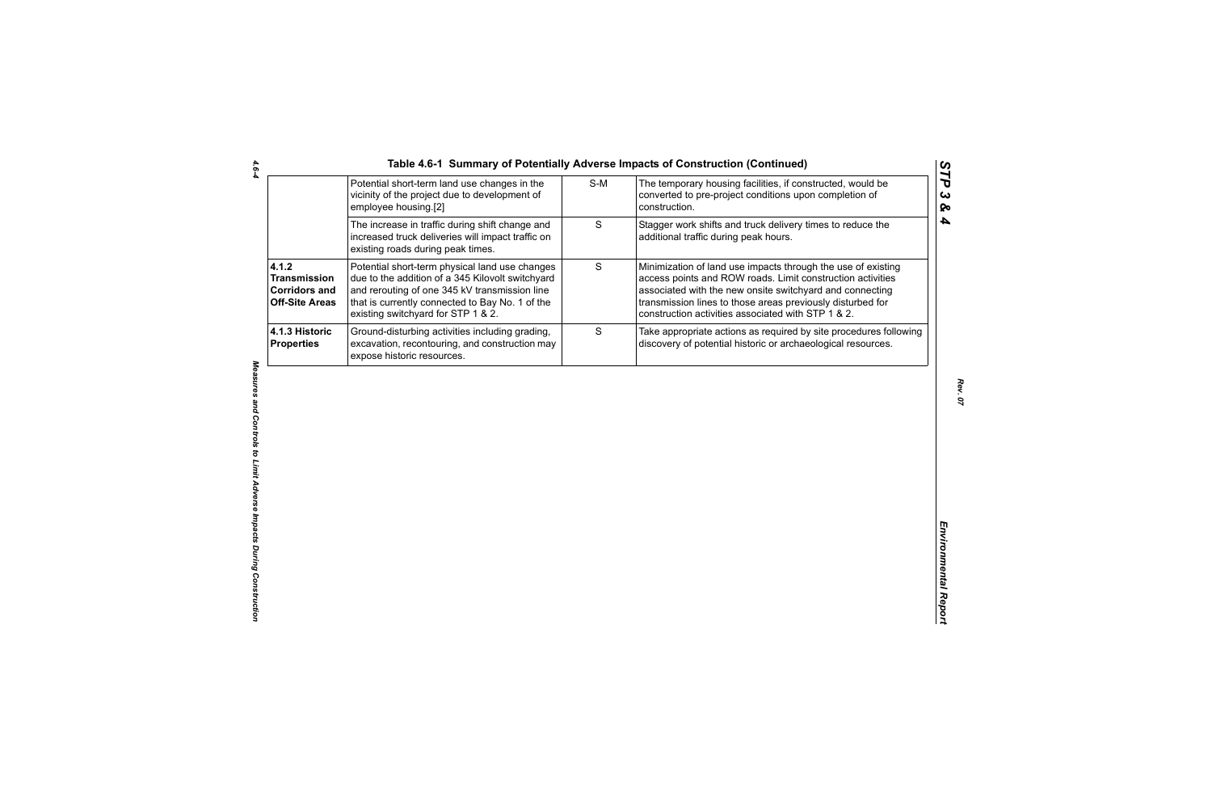**Table 4.6-1 Summary of Potentially Adverse Impacts of Construction (Continued)**

| | | | |
|---|---|---|---|
| | Potential short-term land use changes in the vicinity of the project due to development of employee housing.[2] | S-M | The temporary housing facilities, if constructed, would be converted to pre-project conditions upon completion of construction. |
| | The increase in traffic during shift change and increased truck deliveries will impact traffic on existing roads during peak times. | S | Stagger work shifts and truck delivery times to reduce the additional traffic during peak hours. |
| **4.1.2 Transmission Corridors and Off-Site Areas** | Potential short-term physical land use changes due to the addition of a 345 Kilovolt switchyard and rerouting of one 345 kV transmission line that is currently connected to Bay No. 1 of the existing switchyard for STP 1 & 2. | S | Minimization of land use impacts through the use of existing access points and ROW roads. Limit construction activities associated with the new onsite switchyard and connecting transmission lines to those areas previously disturbed for construction activities associated with STP 1 & 2. |
| **4.1.3 Historic Properties** | Ground-disturbing activities including grading, excavation, recontouring, and construction may expose historic resources. | S | Take appropriate actions as required by site procedures following discovery of potential historic or archaeological resources. |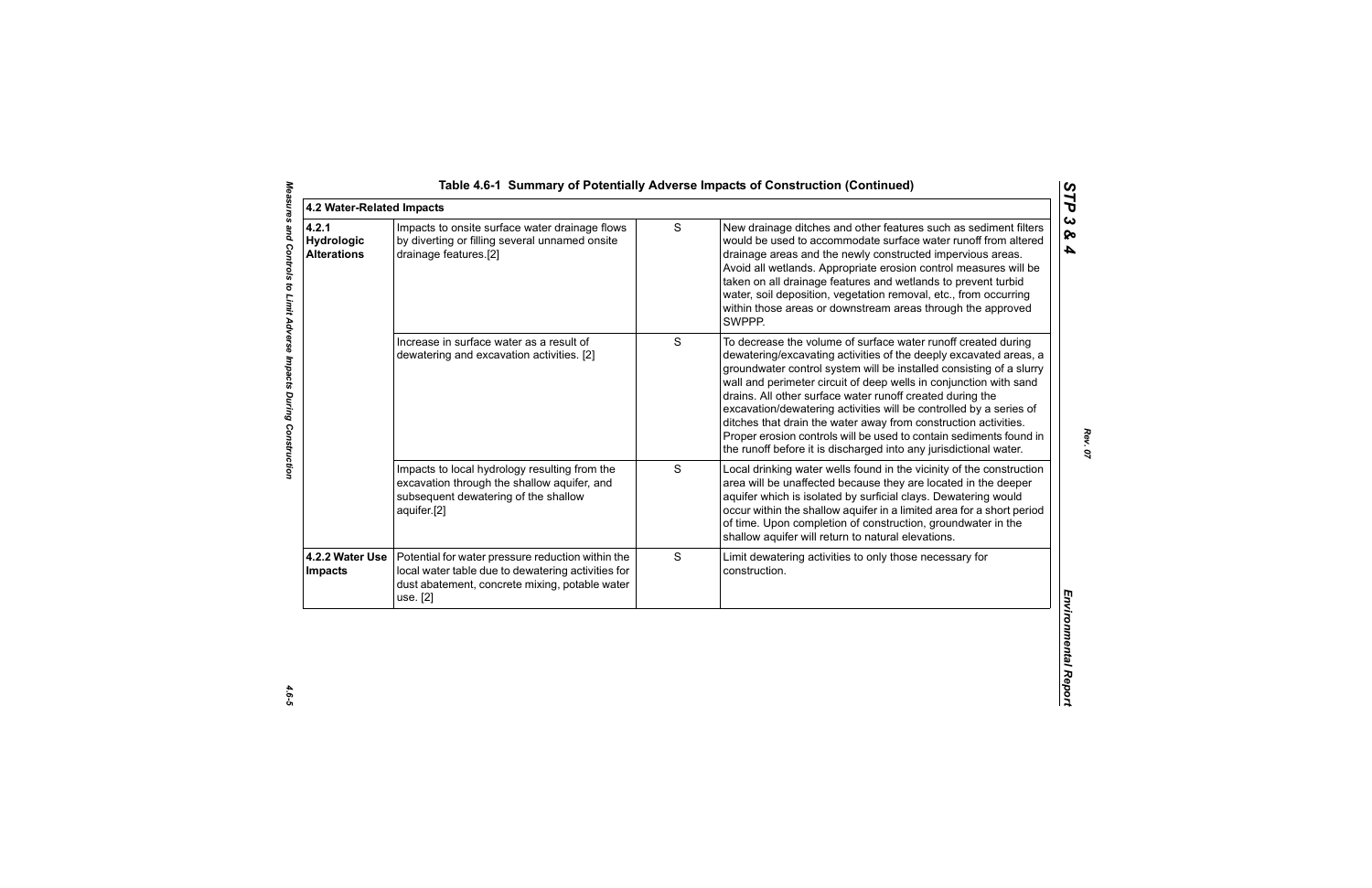**Table 4.6-1 Summary of Potentially Adverse Impacts of Construction (Continued)**

| 4.2 Water-Related Impacts | | | |
|---|---|---|---|
| **4.2.1 Hydrologic Alterations** | Impacts to onsite surface water drainage flows by diverting or filling several unnamed onsite drainage features.[2] | S | New drainage ditches and other features such as sediment filters would be used to accommodate surface water runoff from altered drainage areas and the newly constructed impervious areas. Avoid all wetlands. Appropriate erosion control measures will be taken on all drainage features and wetlands to prevent turbid water, soil deposition, vegetation removal, etc., from occurring within those areas or downstream areas through the approved SWPPP. |
| | Increase in surface water as a result of dewatering and excavation activities. [2] | S | To decrease the volume of surface water runoff created during dewatering/excavating activities of the deeply excavated areas, a groundwater control system will be installed consisting of a slurry wall and perimeter circuit of deep wells in conjunction with sand drains. All other surface water runoff created during the excavation/dewatering activities will be controlled by a series of ditches that drain the water away from construction activities. Proper erosion controls will be used to contain sediments found in the runoff before it is discharged into any jurisdictional water. |
| | Impacts to local hydrology resulting from the excavation through the shallow aquifer, and subsequent dewatering of the shallow aquifer.[2] | S | Local drinking water wells found in the vicinity of the construction area will be unaffected because they are located in the deeper aquifer which is isolated by surficial clays. Dewatering would occur within the shallow aquifer in a limited area for a short period of time. Upon completion of construction, groundwater in the shallow aquifer will return to natural elevations. |
| **4.2.2 Water Use Impacts** | Potential for water pressure reduction within the local water table due to dewatering activities for dust abatement, concrete mixing, potable water use. [2] | S | Limit dewatering activities to only those necessary for construction. |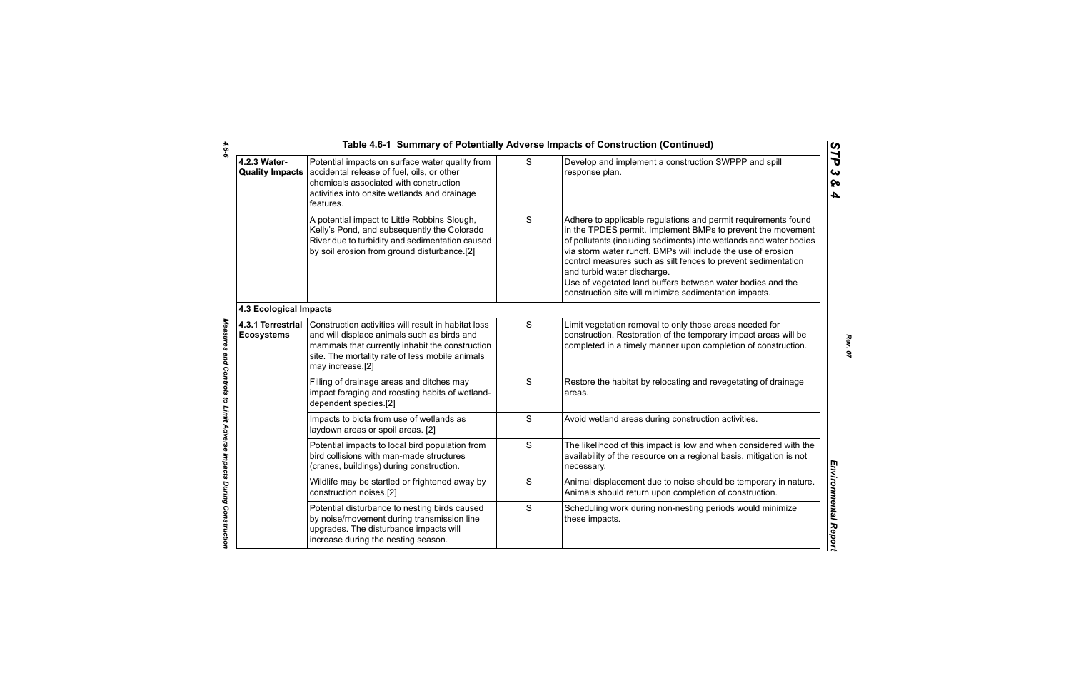## Table 4.6-1 Summary of Potentially Adverse Impacts of Construction (Continued)

| | | | |
|---|---|---|---|
| **4.2.3 Water-Quality Impacts** | Potential impacts on surface water quality from accidental release of fuel, oils, or other chemicals associated with construction activities into onsite wetlands and drainage features. | S | Develop and implement a construction SWPPP and spill response plan. |
| | A potential impact to Little Robbins Slough, Kelly's Pond, and subsequently the Colorado River due to turbidity and sedimentation caused by soil erosion from ground disturbance.[2] | S | Adhere to applicable regulations and permit requirements found in the TPDES permit. Implement BMPs to prevent the movement of pollutants (including sediments) into wetlands and water bodies via storm water runoff. BMPs will include the use of erosion control measures such as silt fences to prevent sedimentation and turbid water discharge. Use of vegetated land buffers between water bodies and the construction site will minimize sedimentation impacts. |
| **4.3 Ecological Impacts** | | | |
| **4.3.1 Terrestrial Ecosystems** | Construction activities will result in habitat loss and will displace animals such as birds and mammals that currently inhabit the construction site. The mortality rate of less mobile animals may increase.[2] | S | Limit vegetation removal to only those areas needed for construction. Restoration of the temporary impact areas will be completed in a timely manner upon completion of construction. |
| | Filling of drainage areas and ditches may impact foraging and roosting habits of wetland-dependent species.[2] | S | Restore the habitat by relocating and revegetating of drainage areas. |
| | Impacts to biota from use of wetlands as laydown areas or spoil areas. [2] | S | Avoid wetland areas during construction activities. |
| | Potential impacts to local bird population from bird collisions with man-made structures (cranes, buildings) during construction. | S | The likelihood of this impact is low and when considered with the availability of the resource on a regional basis, mitigation is not necessary. |
| | Wildlife may be startled or frightened away by construction noises.[2] | S | Animal displacement due to noise should be temporary in nature. Animals should return upon completion of construction. |
| | Potential disturbance to nesting birds caused by noise/movement during transmission line upgrades. The disturbance impacts will increase during the nesting season. | S | Scheduling work during non-nesting periods would minimize these impacts. |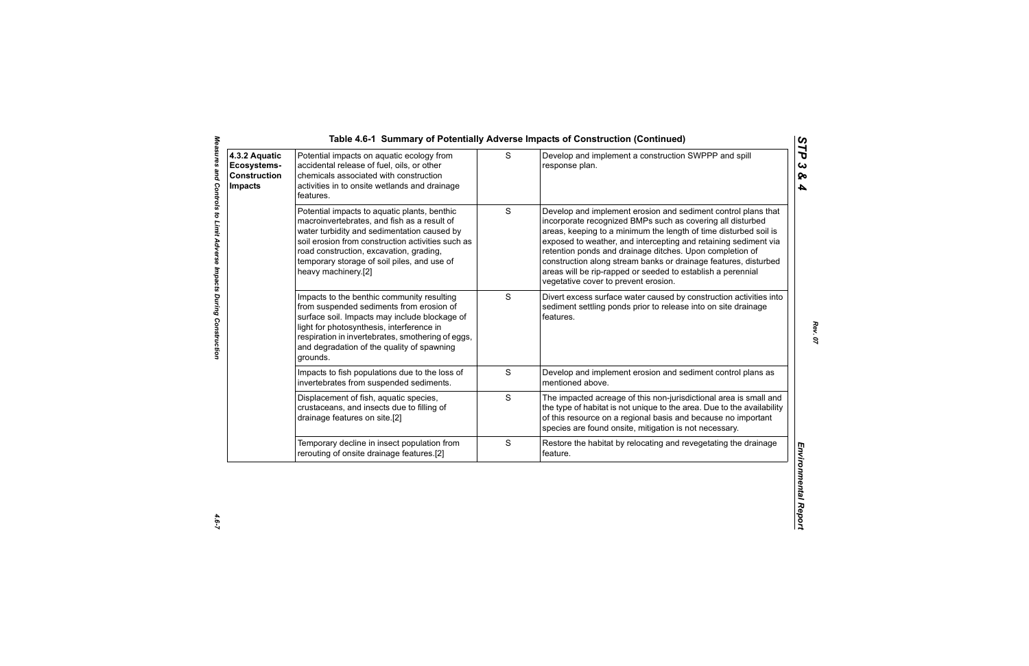## Table 4.6-1 Summary of Potentially Adverse Impacts of Construction (Continued)

| | | | |
|---|---|---|---|
| **4.3.2 Aquatic Ecosystems-Construction Impacts** | Potential impacts on aquatic ecology from accidental release of fuel, oils, or other chemicals associated with construction activities in to onsite wetlands and drainage features. | S | Develop and implement a construction SWPPP and spill response plan. |
| | Potential impacts to aquatic plants, benthic macroinvertebrates, and fish as a result of water turbidity and sedimentation caused by soil erosion from construction activities such as road construction, excavation, grading, temporary storage of soil piles, and use of heavy machinery.[2] | S | Develop and implement erosion and sediment control plans that incorporate recognized BMPs such as covering all disturbed areas, keeping to a minimum the length of time disturbed soil is exposed to weather, and intercepting and retaining sediment via retention ponds and drainage ditches. Upon completion of construction along stream banks or drainage features, disturbed areas will be rip-rapped or seeded to establish a perennial vegetative cover to prevent erosion. |
| | Impacts to the benthic community resulting from suspended sediments from erosion of surface soil. Impacts may include blockage of light for photosynthesis, interference in respiration in invertebrates, smothering of eggs, and degradation of the quality of spawning grounds. | S | Divert excess surface water caused by construction activities into sediment settling ponds prior to release into on site drainage features. |
| | Impacts to fish populations due to the loss of invertebrates from suspended sediments. | S | Develop and implement erosion and sediment control plans as mentioned above. |
| | Displacement of fish, aquatic species, crustaceans, and insects due to filling of drainage features on site.[2] | S | The impacted acreage of this non-jurisdictional area is small and the type of habitat is not unique to the area. Due to the availability of this resource on a regional basis and because no important species are found onsite, mitigation is not necessary. |
| | Temporary decline in insect population from rerouting of onsite drainage features.[2] | S | Restore the habitat by relocating and revegetating the drainage feature. |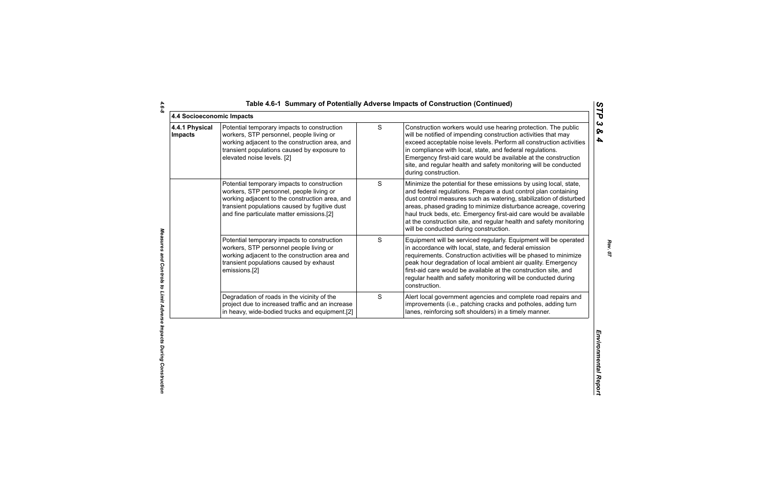**Table 4.6-1 Summary of Potentially Adverse Impacts of Construction (Continued)**

| 4.4 Socioeconomic Impacts | | | |
|---|---|---|---|
| **4.4.1 Physical Impacts** | Potential temporary impacts to construction workers, STP personnel, people living or working adjacent to the construction area, and transient populations caused by exposure to elevated noise levels. [2] | S | Construction workers would use hearing protection. The public will be notified of impending construction activities that may exceed acceptable noise levels. Perform all construction activities in compliance with local, state, and federal regulations. Emergency first-aid care would be available at the construction site, and regular health and safety monitoring will be conducted during construction. |
| | Potential temporary impacts to construction workers, STP personnel, people living or working adjacent to the construction area, and transient populations caused by fugitive dust and fine particulate matter emissions.[2] | S | Minimize the potential for these emissions by using local, state, and federal regulations. Prepare a dust control plan containing dust control measures such as watering, stabilization of disturbed areas, phased grading to minimize disturbance acreage, covering haul truck beds, etc. Emergency first-aid care would be available at the construction site, and regular health and safety monitoring will be conducted during construction. |
| | Potential temporary impacts to construction workers, STP personnel people living or working adjacent to the construction area and transient populations caused by exhaust emissions.[2] | S | Equipment will be serviced regularly. Equipment will be operated in accordance with local, state, and federal emission requirements. Construction activities will be phased to minimize peak hour degradation of local ambient air quality. Emergency first-aid care would be available at the construction site, and regular health and safety monitoring will be conducted during construction. |
| | Degradation of roads in the vicinity of the project due to increased traffic and an increase in heavy, wide-bodied trucks and equipment.[2] | S | Alert local government agencies and complete road repairs and improvements (i.e., patching cracks and potholes, adding turn lanes, reinforcing soft shoulders) in a timely manner. |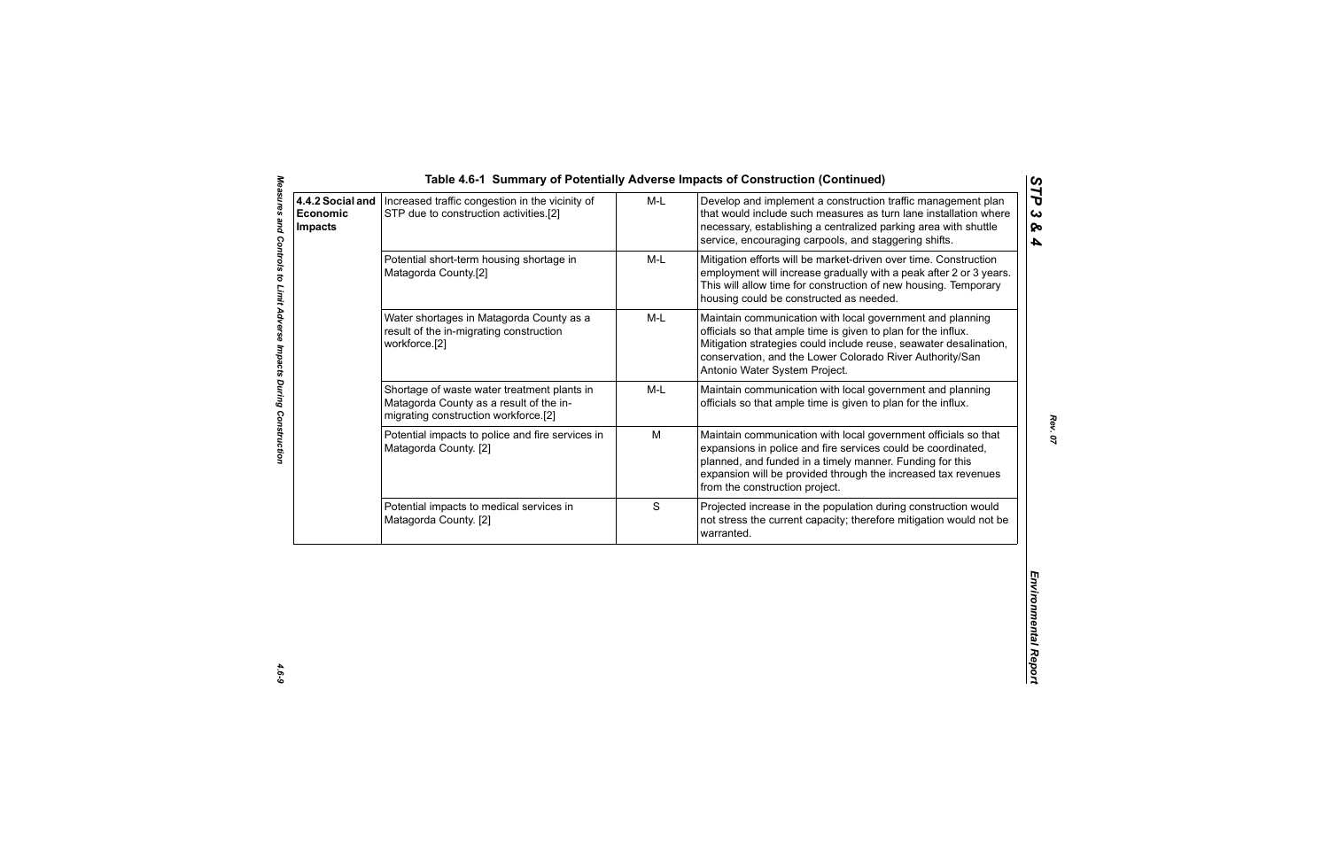## Table 4.6-1 Summary of Potentially Adverse Impacts of Construction (Continued)

| | | | |
|---|---|---|---|
| **4.4.2 Social and Economic Impacts** | Increased traffic congestion in the vicinity of STP due to construction activities.[2] | M-L | Develop and implement a construction traffic management plan that would include such measures as turn lane installation where necessary, establishing a centralized parking area with shuttle service, encouraging carpools, and staggering shifts. |
| | Potential short-term housing shortage in Matagorda County.[2] | M-L | Mitigation efforts will be market-driven over time. Construction employment will increase gradually with a peak after 2 or 3 years. This will allow time for construction of new housing. Temporary housing could be constructed as needed. |
| | Water shortages in Matagorda County as a result of the in-migrating construction workforce.[2] | M-L | Maintain communication with local government and planning officials so that ample time is given to plan for the influx. Mitigation strategies could include reuse, seawater desalination, conservation, and the Lower Colorado River Authority/San Antonio Water System Project. |
| | Shortage of waste water treatment plants in Matagorda County as a result of the in-migrating construction workforce.[2] | M-L | Maintain communication with local government and planning officials so that ample time is given to plan for the influx. |
| | Potential impacts to police and fire services in Matagorda County. [2] | M | Maintain communication with local government officials so that expansions in police and fire services could be coordinated, planned, and funded in a timely manner. Funding for this expansion will be provided through the increased tax revenues from the construction project. |
| | Potential impacts to medical services in Matagorda County. [2] | S | Projected increase in the population during construction would not stress the current capacity; therefore mitigation would not be warranted. |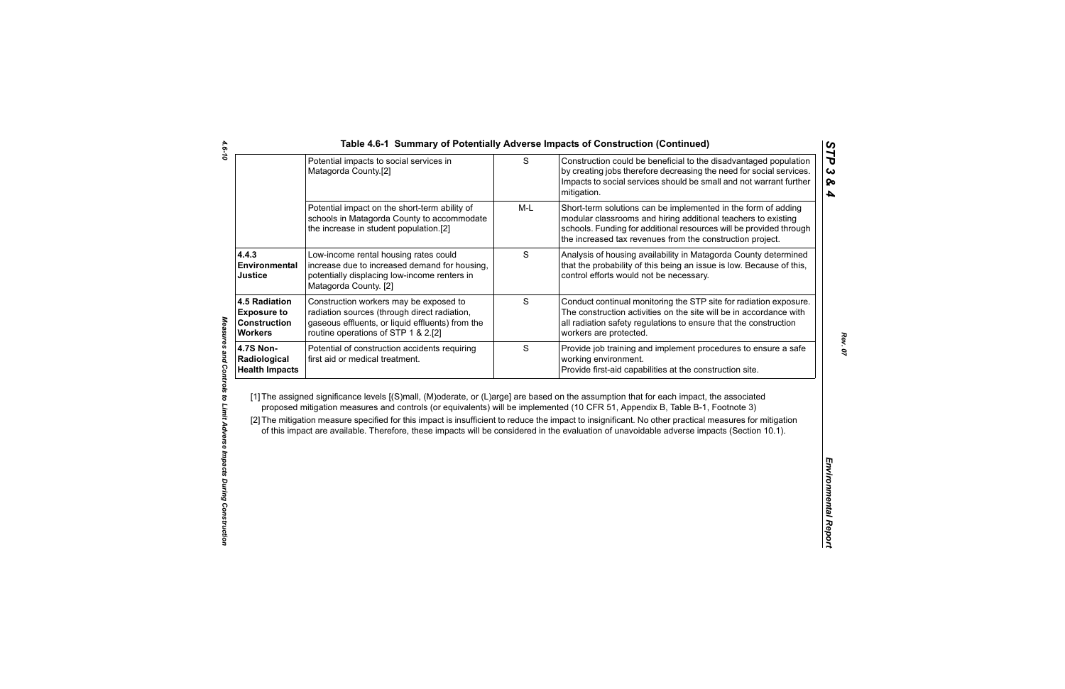**Table 4.6-1 Summary of Potentially Adverse Impacts of Construction (Continued)**

| | | | |
|---|---|---|---|
| | Potential impacts to social services in Matagorda County.[2] | S | Construction could be beneficial to the disadvantaged population by creating jobs therefore decreasing the need for social services. Impacts to social services should be small and not warrant further mitigation. |
| | Potential impact on the short-term ability of schools in Matagorda County to accommodate the increase in student population.[2] | M-L | Short-term solutions can be implemented in the form of adding modular classrooms and hiring additional teachers to existing schools. Funding for additional resources will be provided through the increased tax revenues from the construction project. |
| **4.4.3 Environmental Justice** | Low-income rental housing rates could increase due to increased demand for housing, potentially displacing low-income renters in Matagorda County. [2] | S | Analysis of housing availability in Matagorda County determined that the probability of this being an issue is low. Because of this, control efforts would not be necessary. |
| **4.5 Radiation Exposure to Construction Workers** | Construction workers may be exposed to radiation sources (through direct radiation, gaseous effluents, or liquid effluents) from the routine operations of STP 1 & 2.[2] | S | Conduct continual monitoring the STP site for radiation exposure. The construction activities on the site will be in accordance with all radiation safety regulations to ensure that the construction workers are protected. |
| **4.7S Non-Radiological Health Impacts** | Potential of construction accidents requiring first aid or medical treatment. | S | Provide job training and implement procedures to ensure a safe working environment.<br>Provide first-aid capabilities at the construction site. |

[1] The assigned significance levels [(S)mall, (M)oderate, or (L)arge] are based on the assumption that for each impact, the associated proposed mitigation measures and controls (or equivalents) will be implemented (10 CFR 51, Appendix B, Table B-1, Footnote 3)

[2] The mitigation measure specified for this impact is insufficient to reduce the impact to insignificant. No other practical measures for mitigation of this impact are available. Therefore, these impacts will be considered in the evaluation of unavoidable adverse impacts (Section 10.1).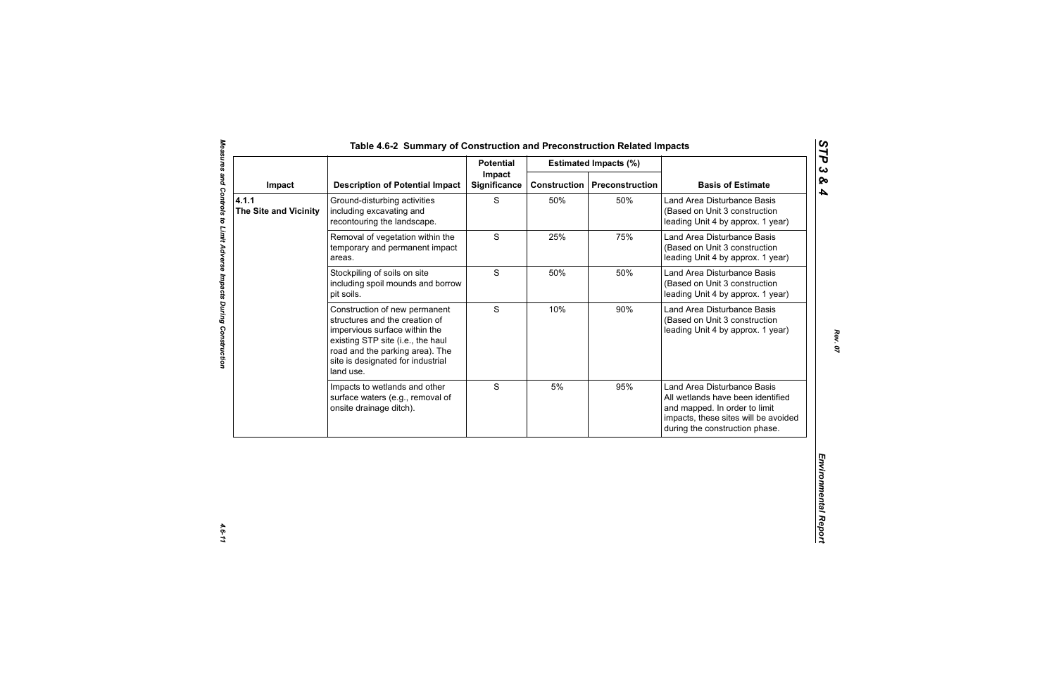### Table 4.6-2 Summary of Construction and Preconstruction Related Impacts

| Impact | Description of Potential Impact | Potential Impact Significance | Estimated Impacts (%) | | Basis of Estimate |
|---|---|---|---|---|---|
| | | | Construction | Preconstruction | |
| **4.1.1 The Site and Vicinity** | Ground-disturbing activities including excavating and recontouring the landscape. | S | 50% | 50% | Land Area Disturbance Basis (Based on Unit 3 construction leading Unit 4 by approx. 1 year) |
| | Removal of vegetation within the temporary and permanent impact areas. | S | 25% | 75% | Land Area Disturbance Basis (Based on Unit 3 construction leading Unit 4 by approx. 1 year) |
| | Stockpiling of soils on site including spoil mounds and borrow pit soils. | S | 50% | 50% | Land Area Disturbance Basis (Based on Unit 3 construction leading Unit 4 by approx. 1 year) |
| | Construction of new permanent structures and the creation of impervious surface within the existing STP site (i.e., the haul road and the parking area). The site is designated for industrial land use. | S | 10% | 90% | Land Area Disturbance Basis (Based on Unit 3 construction leading Unit 4 by approx. 1 year) |
| | Impacts to wetlands and other surface waters (e.g., removal of onsite drainage ditch). | S | 5% | 95% | Land Area Disturbance Basis All wetlands have been identified and mapped. In order to limit impacts, these sites will be avoided during the construction phase. |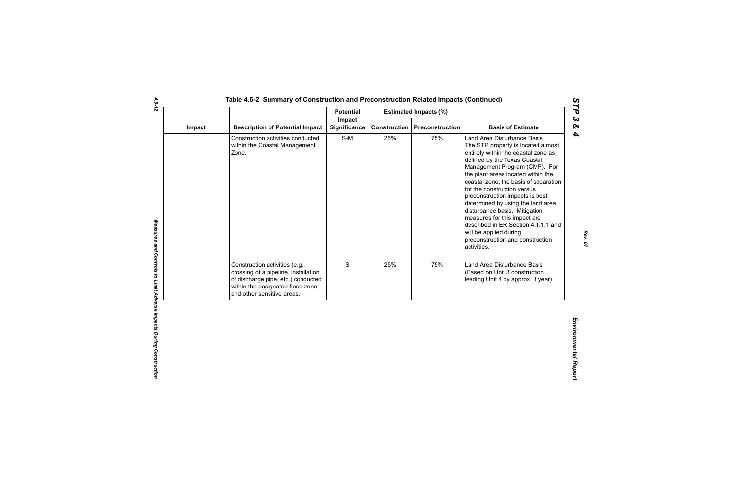## Table 4.6-2 Summary of Construction and Preconstruction Related Impacts (Continued)

| Impact | Description of Potential Impact | Potential Impact Significance | Estimated Impacts (%) | | Basis of Estimate |
|---|---|---|---|---|---|
| | | | Construction | Preconstruction | |
| | Construction activities conducted within the Coastal Management Zone. | S-M | 25% | 75% | Land Area Disturbance Basis The STP property is located almost entirely within the coastal zone as defined by the Texas Coastal Management Program (CMP). For the plant areas located within the coastal zone, the basis of separation for the construction versus preconstruction impacts is best determined by using the land area disturbance basis. Mitigation measures for this impact are described in ER Section 4.1.1.1 and will be applied during preconstruction and construction activities. |
| | Construction activities (e.g., crossing of a pipeline, installation of discharge pipe, etc.) conducted within the designated flood zone and other sensitive areas. | S | 25% | 75% | Land Area Disturbance Basis (Based on Unit 3 construction leading Unit 4 by approx. 1 year) |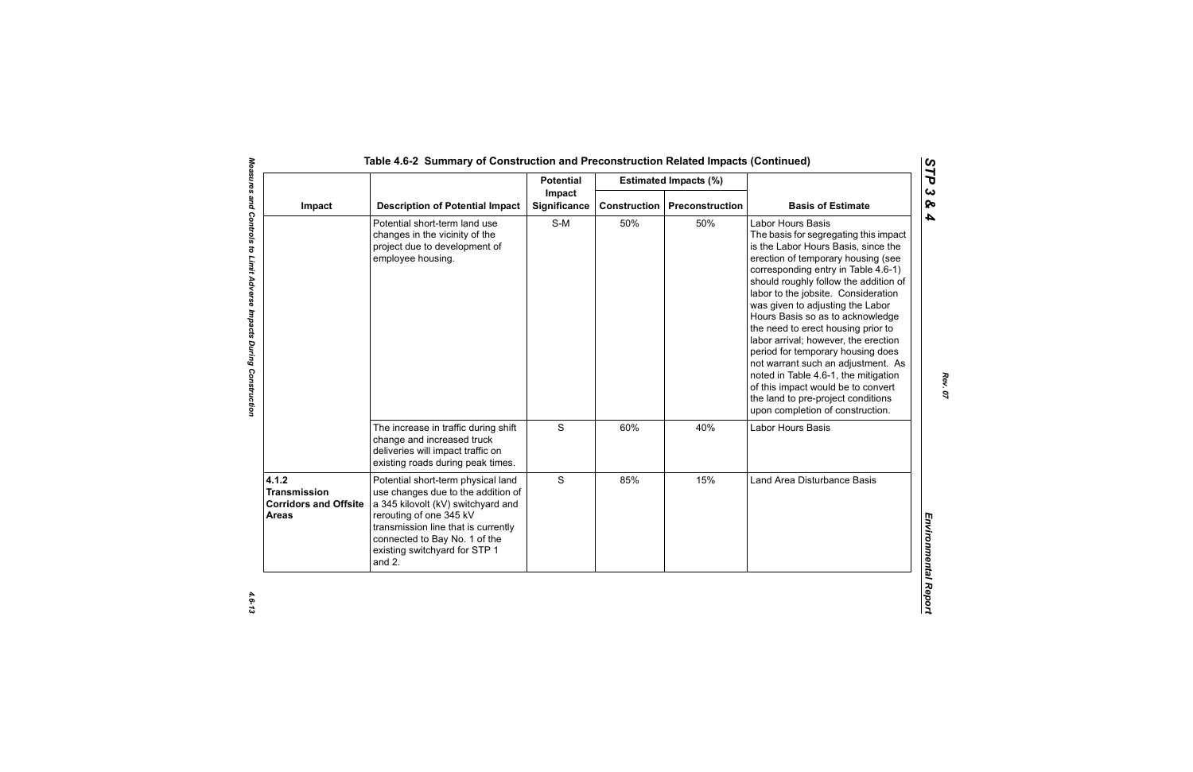## Table 4.6-2 Summary of Construction and Preconstruction Related Impacts (Continued)

| Impact | Description of Potential Impact | Potential Impact Significance | Estimated Impacts (%) | | Basis of Estimate |
|---|---|---|---|---|---|
| | | | Construction | Preconstruction | |
| | Potential short-term land use changes in the vicinity of the project due to development of employee housing. | S-M | 50% | 50% | Labor Hours Basis<br>The basis for segregating this impact is the Labor Hours Basis, since the erection of temporary housing (see corresponding entry in Table 4.6-1) should roughly follow the addition of labor to the jobsite. Consideration was given to adjusting the Labor Hours Basis so as to acknowledge the need to erect housing prior to labor arrival; however, the erection period for temporary housing does not warrant such an adjustment. As noted in Table 4.6-1, the mitigation of this impact would be to convert the land to pre-project conditions upon completion of construction. |
| | The increase in traffic during shift change and increased truck deliveries will impact traffic on existing roads during peak times. | S | 60% | 40% | Labor Hours Basis |
| **4.1.2 Transmission Corridors and Offsite Areas** | Potential short-term physical land use changes due to the addition of a 345 kilovolt (kV) switchyard and rerouting of one 345 kV transmission line that is currently connected to Bay No. 1 of the existing switchyard for STP 1 and 2. | S | 85% | 15% | Land Area Disturbance Basis |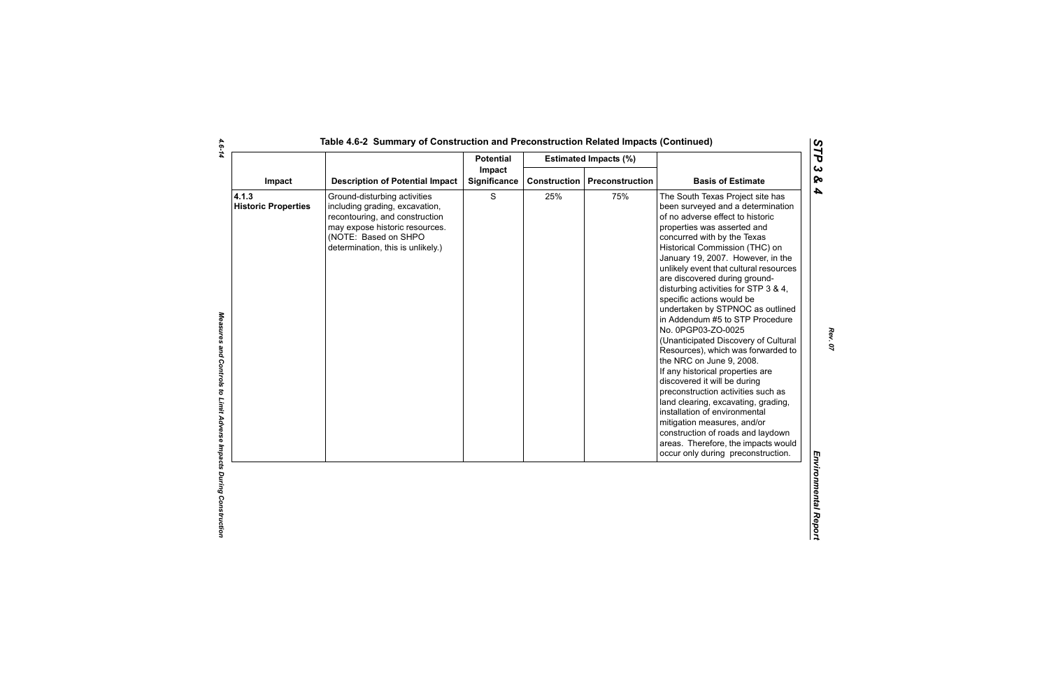## Table 4.6-2 Summary of Construction and Preconstruction Related Impacts (Continued)

| Impact | Description of Potential Impact | Potential Impact Significance | Estimated Impacts (%) | | Basis of Estimate |
|---|---|---|---|---|---|
| | | | Construction | Preconstruction | |
| **4.1.3 Historic Properties** | Ground-disturbing activities including grading, excavation, recontouring, and construction may expose historic resources. (NOTE: Based on SHPO determination, this is unlikely.) | S | 25% | 75% | The South Texas Project site has been surveyed and a determination of no adverse effect to historic properties was asserted and concurred with by the Texas Historical Commission (THC) on January 19, 2007. However, in the unlikely event that cultural resources are discovered during ground-disturbing activities for STP 3 & 4, specific actions would be undertaken by STPNOC as outlined in Addendum #5 to STP Procedure No. 0PGP03-ZO-0025 (Unanticipated Discovery of Cultural Resources), which was forwarded to the NRC on June 9, 2008. If any historical properties are discovered it will be during preconstruction activities such as land clearing, excavating, grading, installation of environmental mitigation measures, and/or construction of roads and laydown areas. Therefore, the impacts would occur only during preconstruction. |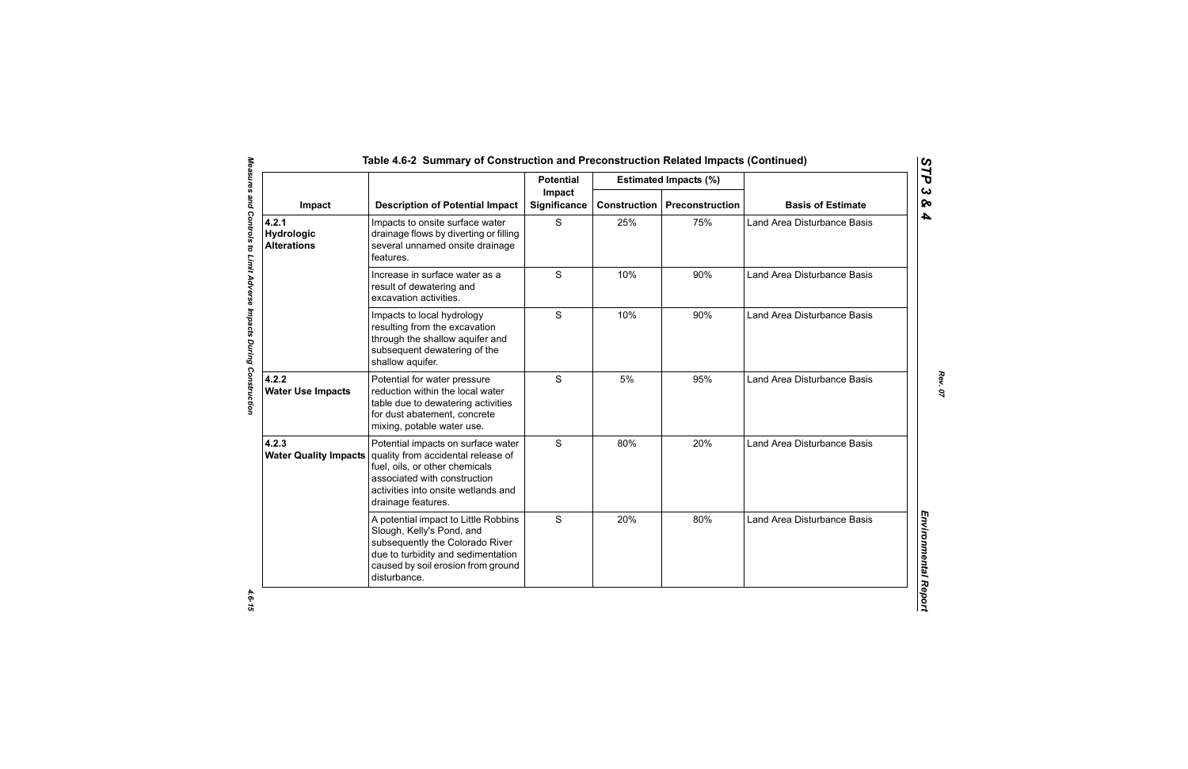## Table 4.6-2 Summary of Construction and Preconstruction Related Impacts (Continued)

| Impact | Description of Potential Impact | Potential Impact Significance | Estimated Impacts (%) | | Basis of Estimate |
|---|---|---|---|---|---|
| | | | Construction | Preconstruction | |
| **4.2.1 Hydrologic Alterations** | Impacts to onsite surface water drainage flows by diverting or filling several unnamed onsite drainage features. | S | 25% | 75% | Land Area Disturbance Basis |
| | Increase in surface water as a result of dewatering and excavation activities. | S | 10% | 90% | Land Area Disturbance Basis |
| | Impacts to local hydrology resulting from the excavation through the shallow aquifer and subsequent dewatering of the shallow aquifer. | S | 10% | 90% | Land Area Disturbance Basis |
| **4.2.2 Water Use Impacts** | Potential for water pressure reduction within the local water table due to dewatering activities for dust abatement, concrete mixing, potable water use. | S | 5% | 95% | Land Area Disturbance Basis |
| **4.2.3 Water Quality Impacts** | Potential impacts on surface water quality from accidental release of fuel, oils, or other chemicals associated with construction activities into onsite wetlands and drainage features. | S | 80% | 20% | Land Area Disturbance Basis |
| | A potential impact to Little Robbins Slough, Kelly's Pond, and subsequently the Colorado River due to turbidity and sedimentation caused by soil erosion from ground disturbance. | S | 20% | 80% | Land Area Disturbance Basis |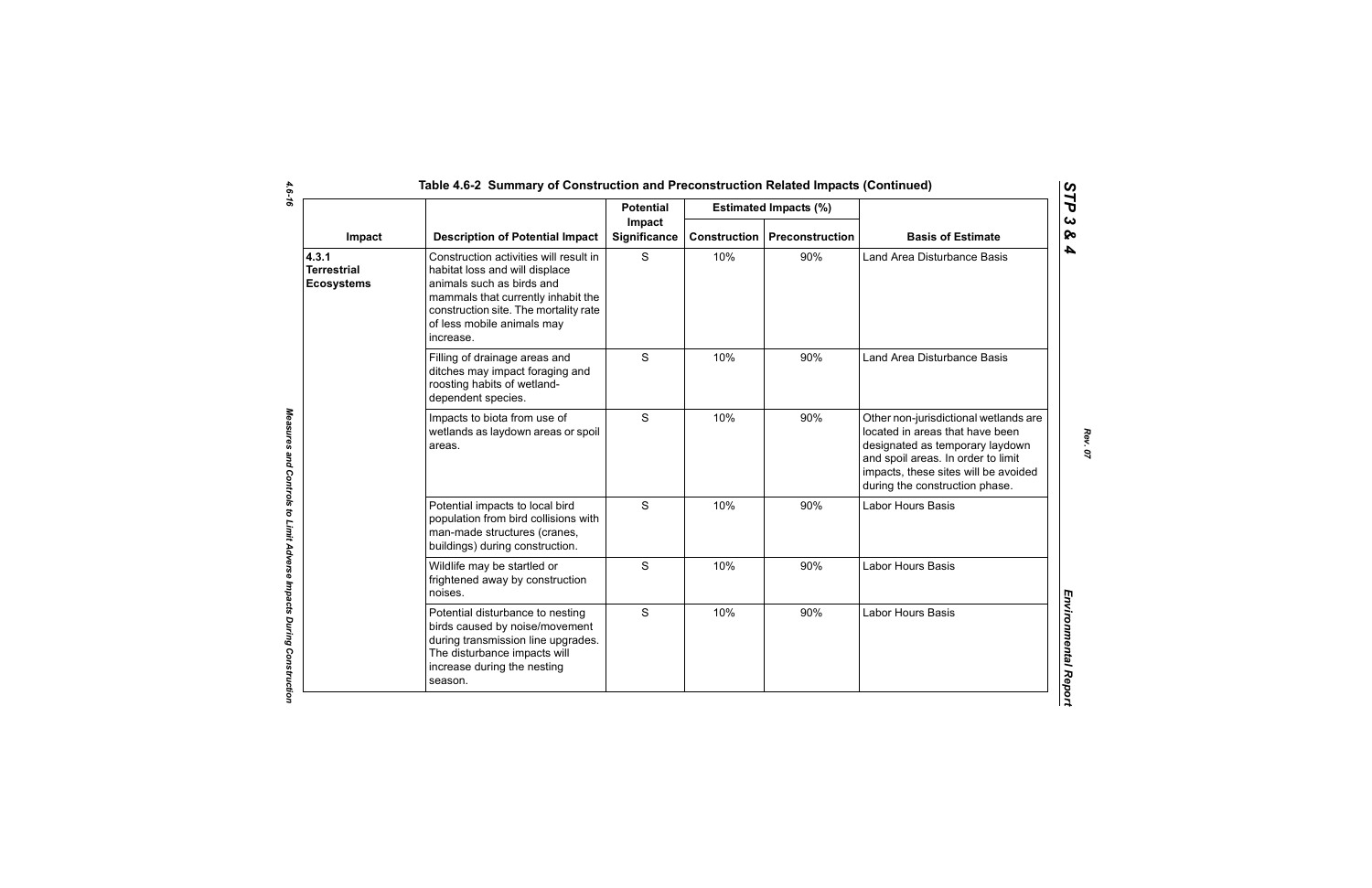## Table 4.6-2 Summary of Construction and Preconstruction Related Impacts (Continued)

| Impact | Description of Potential Impact | Potential Impact Significance | Estimated Impacts (%) | | Basis of Estimate |
|---|---|---|---|---|---|
| | | | Construction | Preconstruction | |
| 4.3.1 Terrestrial Ecosystems | Construction activities will result in habitat loss and will displace animals such as birds and mammals that currently inhabit the construction site. The mortality rate of less mobile animals may increase. | S | 10% | 90% | Land Area Disturbance Basis |
| | Filling of drainage areas and ditches may impact foraging and roosting habits of wetland-dependent species. | S | 10% | 90% | Land Area Disturbance Basis |
| | Impacts to biota from use of wetlands as laydown areas or spoil areas. | S | 10% | 90% | Other non-jurisdictional wetlands are located in areas that have been designated as temporary laydown and spoil areas. In order to limit impacts, these sites will be avoided during the construction phase. |
| | Potential impacts to local bird population from bird collisions with man-made structures (cranes, buildings) during construction. | S | 10% | 90% | Labor Hours Basis |
| | Wildlife may be startled or frightened away by construction noises. | S | 10% | 90% | Labor Hours Basis |
| | Potential disturbance to nesting birds caused by noise/movement during transmission line upgrades. The disturbance impacts will increase during the nesting season. | S | 10% | 90% | Labor Hours Basis |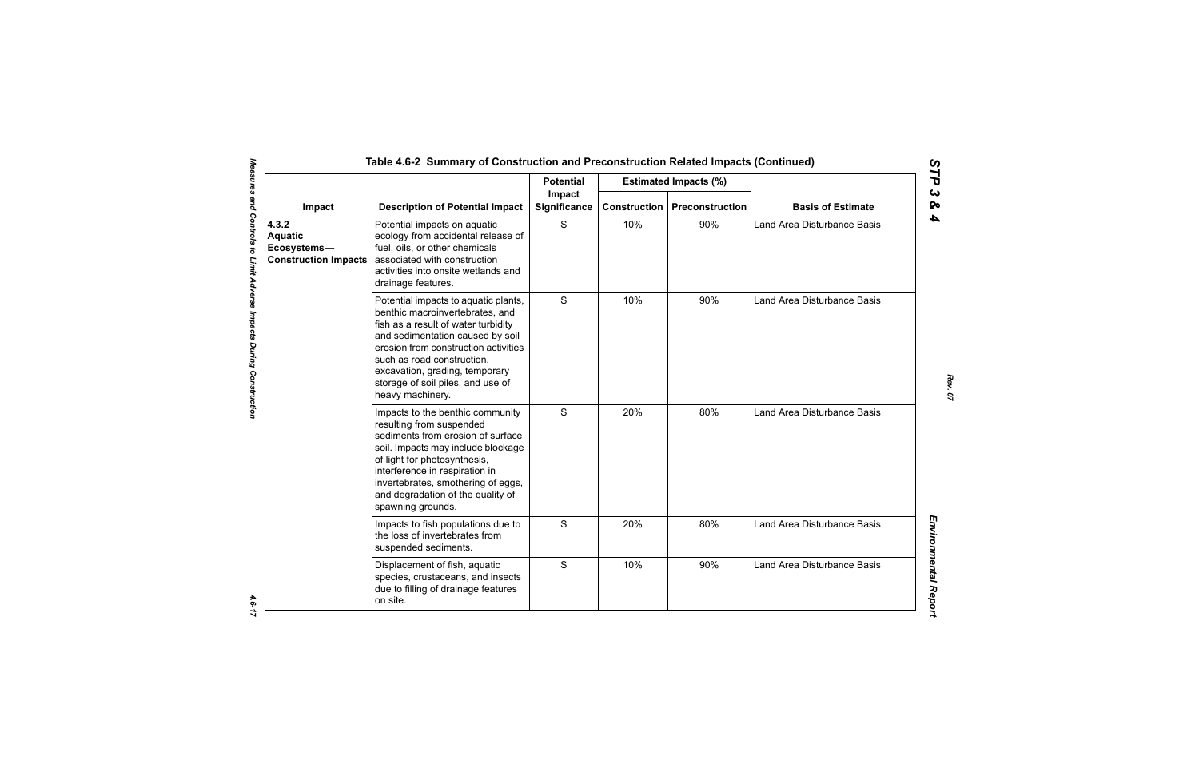## Table 4.6-2 Summary of Construction and Preconstruction Related Impacts (Continued)

| Impact | Description of Potential Impact | Potential Impact Significance | Estimated Impacts (%) | | Basis of Estimate |
|---|---|---|---|---|---|
| | | | Construction | Preconstruction | |
| **4.3.2 Aquatic Ecosystems—Construction Impacts** | Potential impacts on aquatic ecology from accidental release of fuel, oils, or other chemicals associated with construction activities into onsite wetlands and drainage features. | S | 10% | 90% | Land Area Disturbance Basis |
| | Potential impacts to aquatic plants, benthic macroinvertebrates, and fish as a result of water turbidity and sedimentation caused by soil erosion from construction activities such as road construction, excavation, grading, temporary storage of soil piles, and use of heavy machinery. | S | 10% | 90% | Land Area Disturbance Basis |
| | Impacts to the benthic community resulting from suspended sediments from erosion of surface soil. Impacts may include blockage of light for photosynthesis, interference in respiration in invertebrates, smothering of eggs, and degradation of the quality of spawning grounds. | S | 20% | 80% | Land Area Disturbance Basis |
| | Impacts to fish populations due to the loss of invertebrates from suspended sediments. | S | 20% | 80% | Land Area Disturbance Basis |
| | Displacement of fish, aquatic species, crustaceans, and insects due to filling of drainage features on site. | S | 10% | 90% | Land Area Disturbance Basis |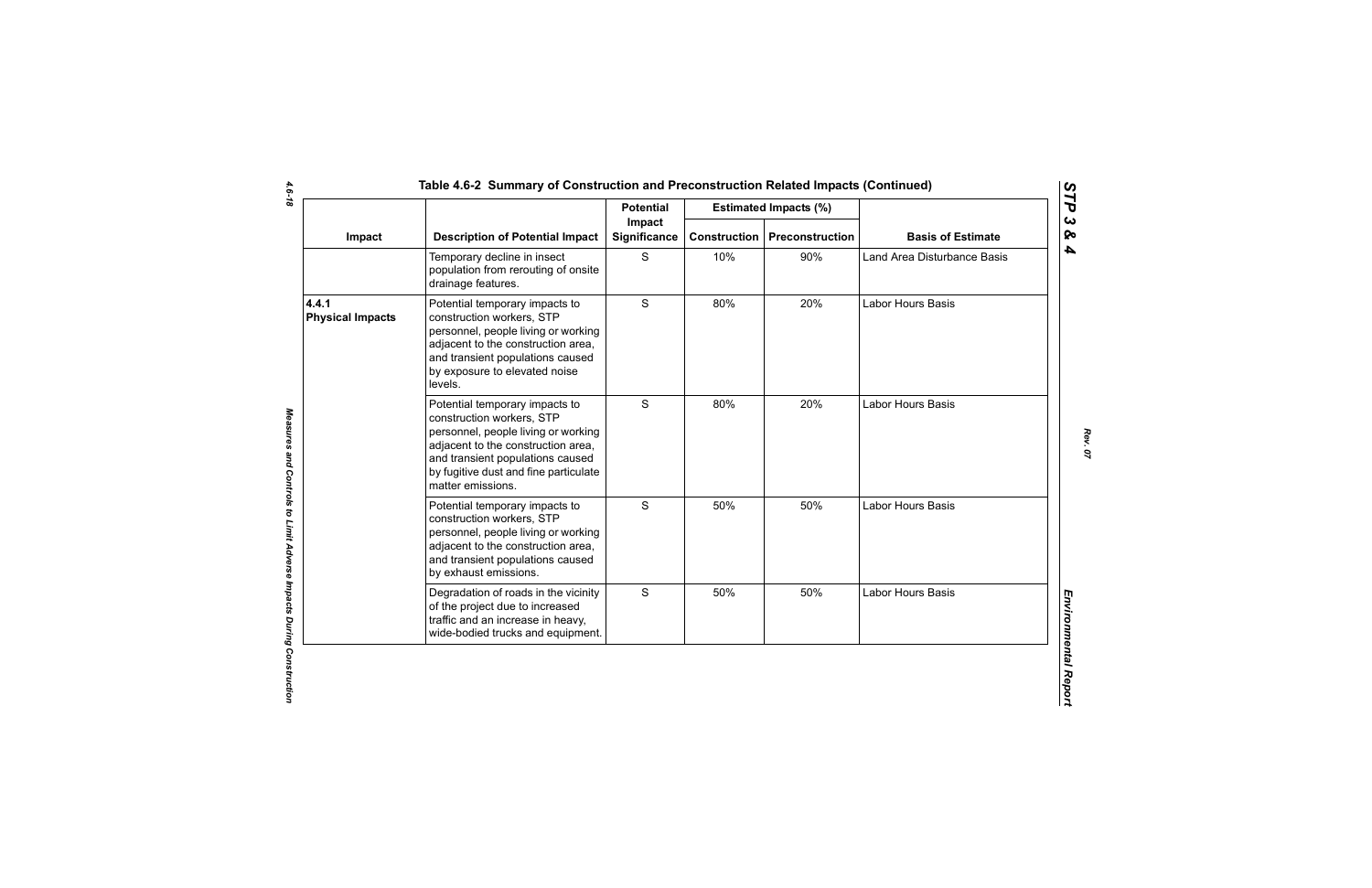## Table 4.6-2 Summary of Construction and Preconstruction Related Impacts (Continued)

| Impact | Description of Potential Impact | Potential Impact Significance | Estimated Impacts (%) | | Basis of Estimate |
|---|---|---|---|---|---|
| | | | Construction | Preconstruction | |
| | Temporary decline in insect population from rerouting of onsite drainage features. | S | 10% | 90% | Land Area Disturbance Basis |
| **4.4.1 Physical Impacts** | Potential temporary impacts to construction workers, STP personnel, people living or working adjacent to the construction area, and transient populations caused by exposure to elevated noise levels. | S | 80% | 20% | Labor Hours Basis |
| | Potential temporary impacts to construction workers, STP personnel, people living or working adjacent to the construction area, and transient populations caused by fugitive dust and fine particulate matter emissions. | S | 80% | 20% | Labor Hours Basis |
| | Potential temporary impacts to construction workers, STP personnel, people living or working adjacent to the construction area, and transient populations caused by exhaust emissions. | S | 50% | 50% | Labor Hours Basis |
| | Degradation of roads in the vicinity of the project due to increased traffic and an increase in heavy, wide-bodied trucks and equipment. | S | 50% | 50% | Labor Hours Basis |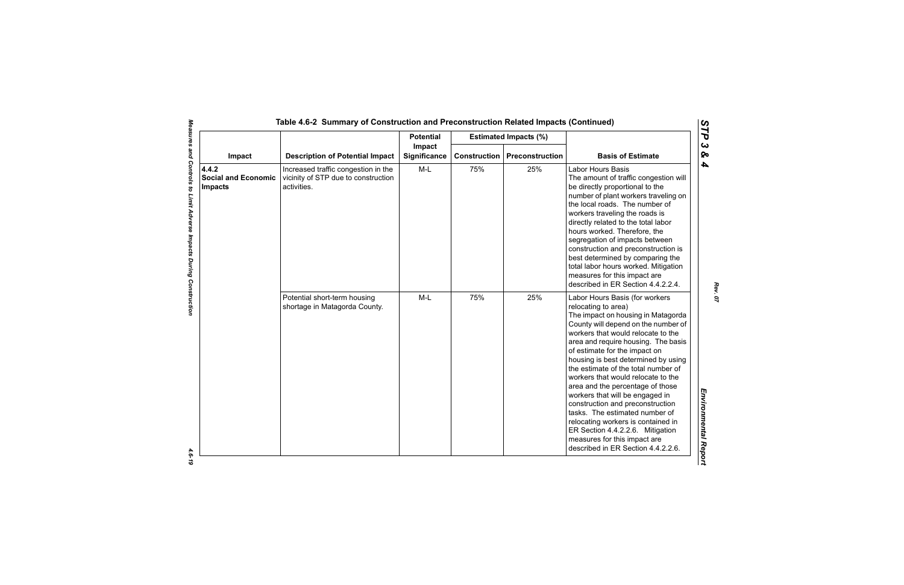## Table 4.6-2 Summary of Construction and Preconstruction Related Impacts (Continued)

| Impact | Description of Potential Impact | Potential Impact Significance | Estimated Impacts (%) | | Basis of Estimate |
|---|---|---|---|---|---|
| | | | Construction | Preconstruction | |
| **4.4.2 Social and Economic Impacts** | Increased traffic congestion in the vicinity of STP due to construction activities. | M-L | 75% | 25% | Labor Hours Basis The amount of traffic congestion will be directly proportional to the number of plant workers traveling on the local roads. The number of workers traveling the roads is directly related to the total labor hours worked. Therefore, the segregation of impacts between construction and preconstruction is best determined by comparing the total labor hours worked. Mitigation measures for this impact are described in ER Section 4.4.2.2.4. |
| | Potential short-term housing shortage in Matagorda County. | M-L | 75% | 25% | Labor Hours Basis (for workers relocating to area) The impact on housing in Matagorda County will depend on the number of workers that would relocate to the area and require housing. The basis of estimate for the impact on housing is best determined by using the estimate of the total number of workers that would relocate to the area and the percentage of those workers that will be engaged in construction and preconstruction tasks. The estimated number of relocating workers is contained in ER Section 4.4.2.2.6. Mitigation measures for this impact are described in ER Section 4.4.2.2.6. |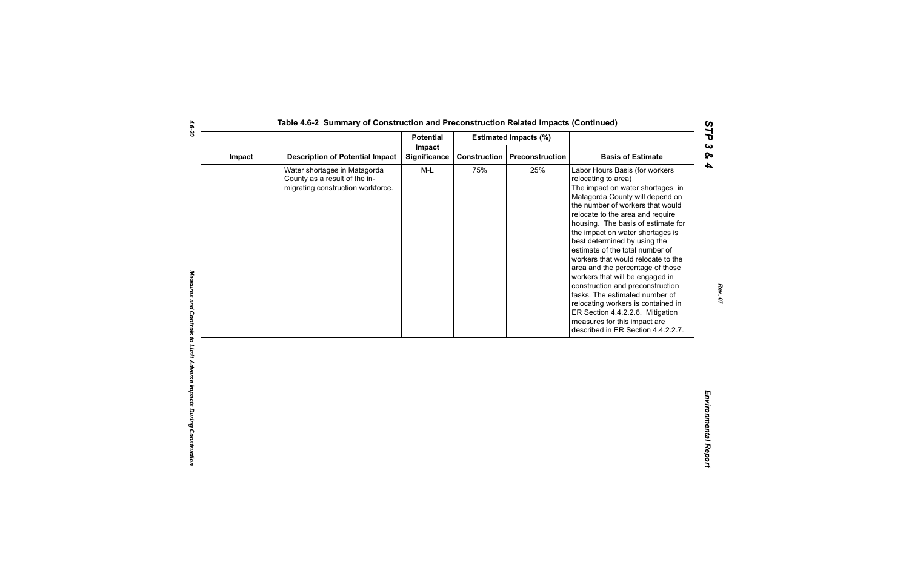**Table 4.6-2 Summary of Construction and Preconstruction Related Impacts (Continued)**

| Impact | Description of Potential Impact | Potential Impact Significance | Estimated Impacts (%) | | Basis of Estimate |
|---|---|---|---|---|---|
| | | | Construction | Preconstruction | |
| | Water shortages in Matagorda County as a result of the in-migrating construction workforce. | M-L | 75% | 25% | Labor Hours Basis (for workers relocating to area) The impact on water shortages in Matagorda County will depend on the number of workers that would relocate to the area and require housing. The basis of estimate for the impact on water shortages is best determined by using the estimate of the total number of workers that would relocate to the area and the percentage of those workers that will be engaged in construction and preconstruction tasks. The estimated number of relocating workers is contained in ER Section 4.4.2.2.6. Mitigation measures for this impact are described in ER Section 4.4.2.2.7. |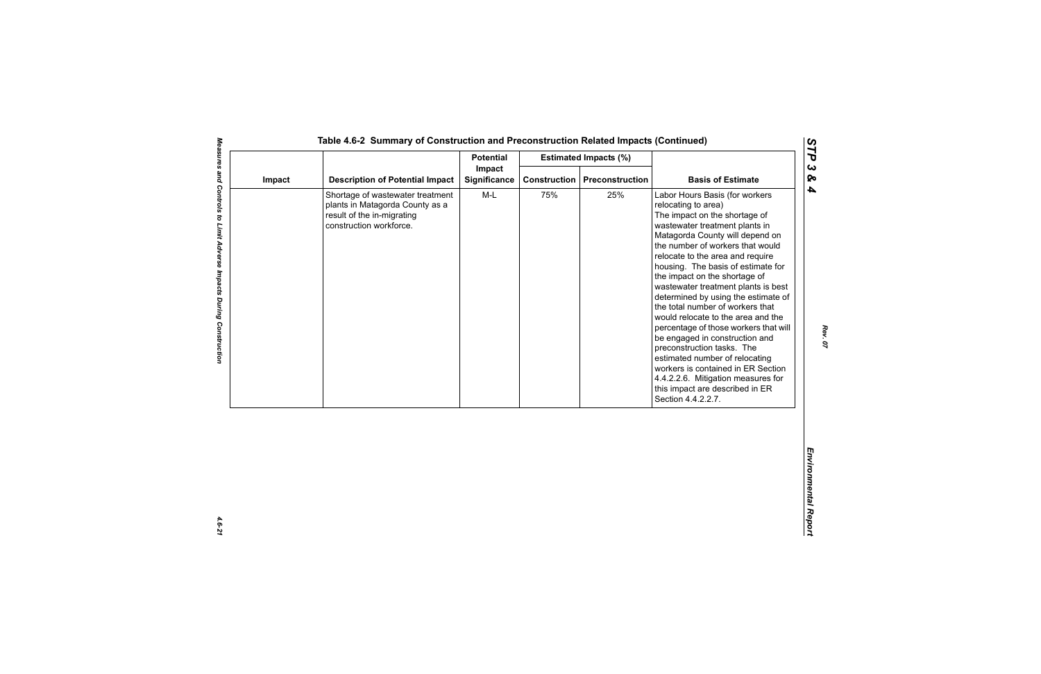## Table 4.6-2 Summary of Construction and Preconstruction Related Impacts (Continued)

| Impact | Description of Potential Impact | Potential Impact Significance | Estimated Impacts (%) | | Basis of Estimate |
|---|---|---|---|---|---|
| | | | Construction | Preconstruction | |
| | Shortage of wastewater treatment plants in Matagorda County as a result of the in-migrating construction workforce. | M-L | 75% | 25% | Labor Hours Basis (for workers relocating to area) The impact on the shortage of wastewater treatment plants in Matagorda County will depend on the number of workers that would relocate to the area and require housing. The basis of estimate for the impact on the shortage of wastewater treatment plants is best determined by using the estimate of the total number of workers that would relocate to the area and the percentage of those workers that will be engaged in construction and preconstruction tasks. The estimated number of relocating workers is contained in ER Section 4.4.2.2.6. Mitigation measures for this impact are described in ER Section 4.4.2.2.7. |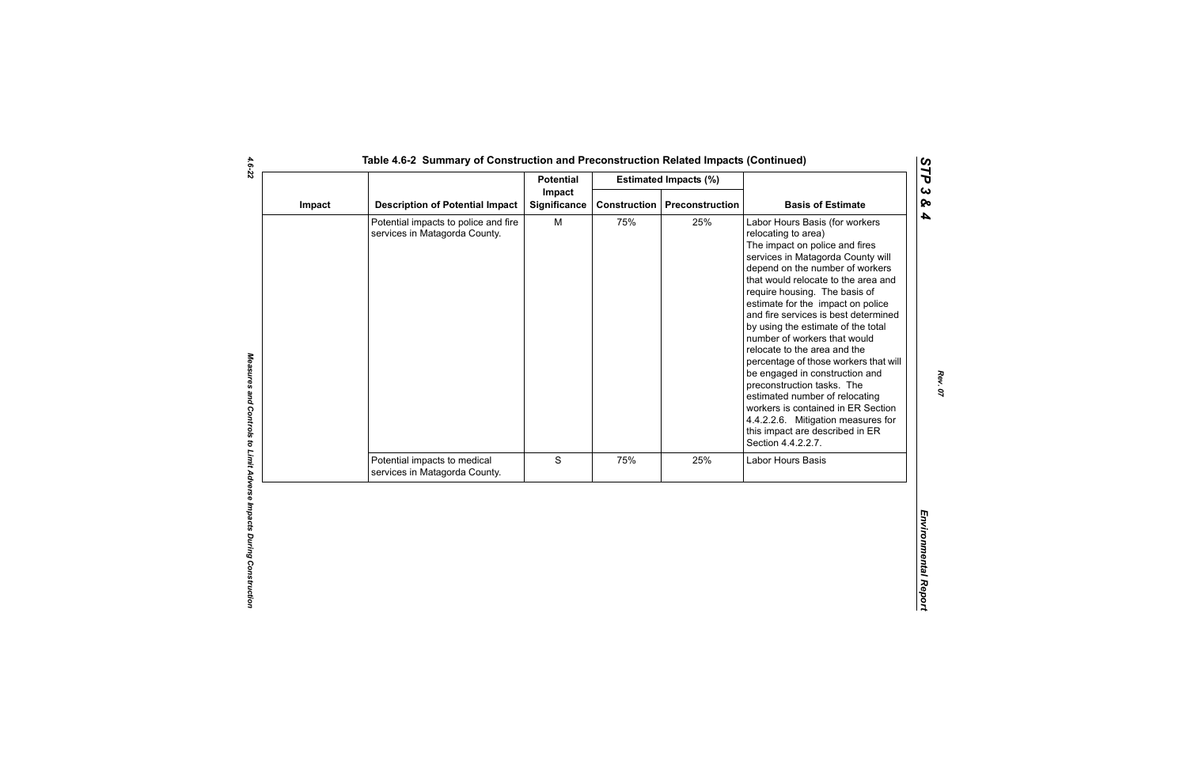## Table 4.6-2 Summary of Construction and Preconstruction Related Impacts (Continued)

| Impact | Description of Potential Impact | Potential Impact Significance | Estimated Impacts (%) | | Basis of Estimate |
|---|---|---|---|---|---|
| | | | Construction | Preconstruction | |
| | Potential impacts to police and fire services in Matagorda County. | M | 75% | 25% | Labor Hours Basis (for workers relocating to area) The impact on police and fires services in Matagorda County will depend on the number of workers that would relocate to the area and require housing. The basis of estimate for the impact on police and fire services is best determined by using the estimate of the total number of workers that would relocate to the area and the percentage of those workers that will be engaged in construction and preconstruction tasks. The estimated number of relocating workers is contained in ER Section 4.4.2.2.6. Mitigation measures for this impact are described in ER Section 4.4.2.2.7. |
| | Potential impacts to medical services in Matagorda County. | S | 75% | 25% | Labor Hours Basis |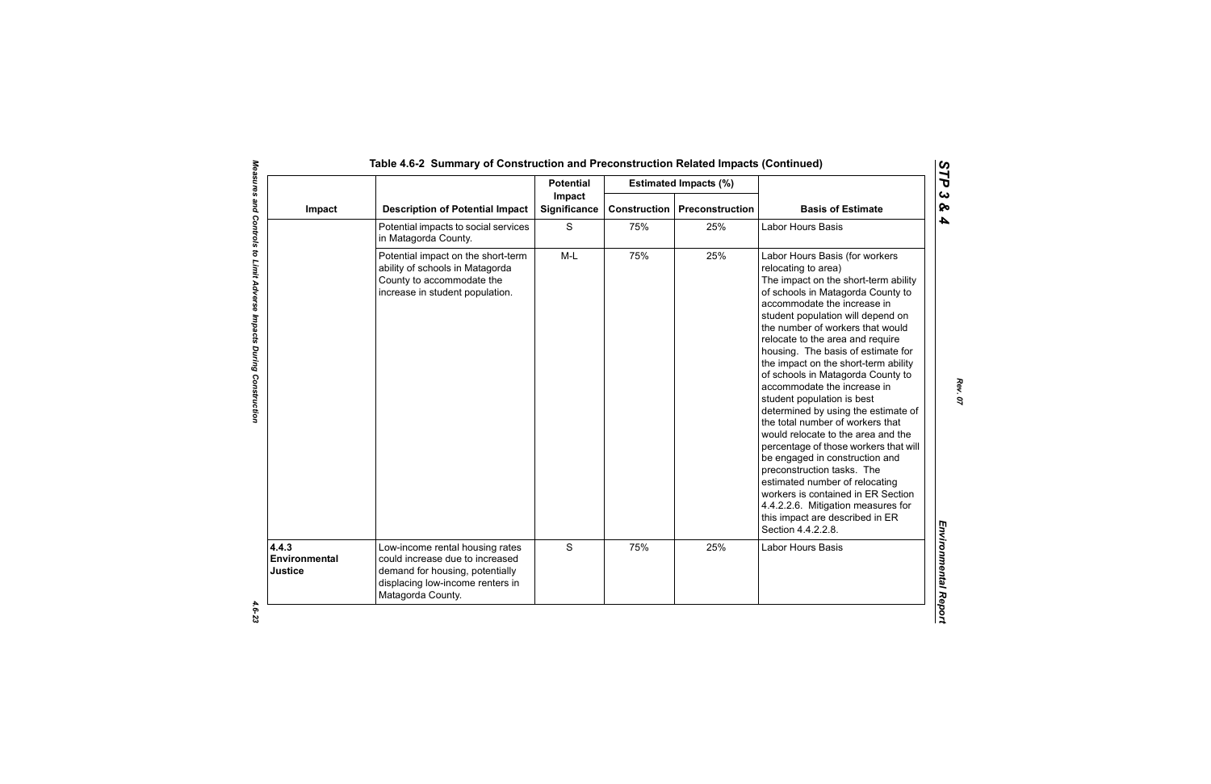## Table 4.6-2 Summary of Construction and Preconstruction Related Impacts (Continued)

| Impact | Description of Potential Impact | Potential Impact Significance | Estimated Impacts (%) | | Basis of Estimate |
|---|---|---|---|---|---|
| | | | Construction | Preconstruction | |
| | Potential impacts to social services in Matagorda County. | S | 75% | 25% | Labor Hours Basis |
| | Potential impact on the short-term ability of schools in Matagorda County to accommodate the increase in student population. | M-L | 75% | 25% | Labor Hours Basis (for workers relocating to area) The impact on the short-term ability of schools in Matagorda County to accommodate the increase in student population will depend on the number of workers that would relocate to the area and require housing. The basis of estimate for the impact on the short-term ability of schools in Matagorda County to accommodate the increase in student population is best determined by using the estimate of the total number of workers that would relocate to the area and the percentage of those workers that will be engaged in construction and preconstruction tasks. The estimated number of relocating workers is contained in ER Section 4.4.2.2.6. Mitigation measures for this impact are described in ER Section 4.4.2.2.8. |
| **4.4.3 Environmental Justice** | Low-income rental housing rates could increase due to increased demand for housing, potentially displacing low-income renters in Matagorda County. | S | 75% | 25% | Labor Hours Basis |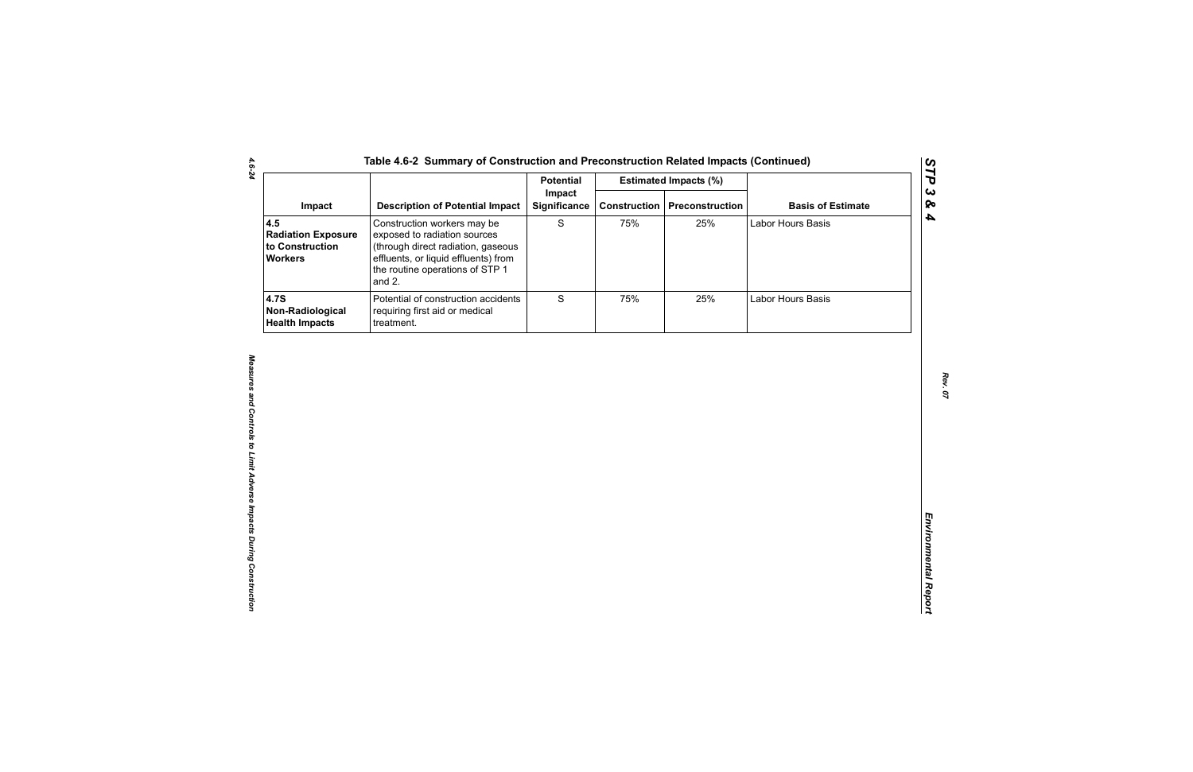## Table 4.6-2 Summary of Construction and Preconstruction Related Impacts (Continued)

| Impact | Description of Potential Impact | Potential Impact Significance | Estimated Impacts (%) | | Basis of Estimate |
|---|---|---|---|---|---|
| | | | Construction | Preconstruction | |
| **4.5 Radiation Exposure to Construction Workers** | Construction workers may be exposed to radiation sources (through direct radiation, gaseous effluents, or liquid effluents) from the routine operations of STP 1 and 2. | S | 75% | 25% | Labor Hours Basis |
| **4.7S Non-Radiological Health Impacts** | Potential of construction accidents requiring first aid or medical treatment. | S | 75% | 25% | Labor Hours Basis |